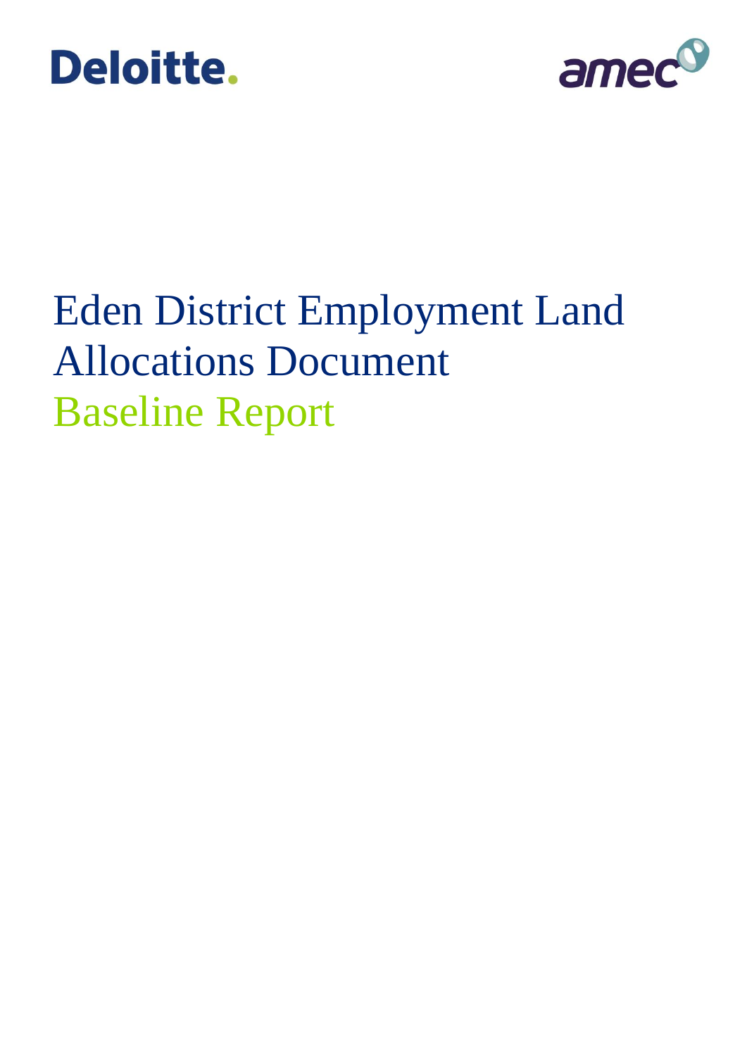Deloitte.

amec

# Eden District Employment Land Allocations Document

## Baseline Report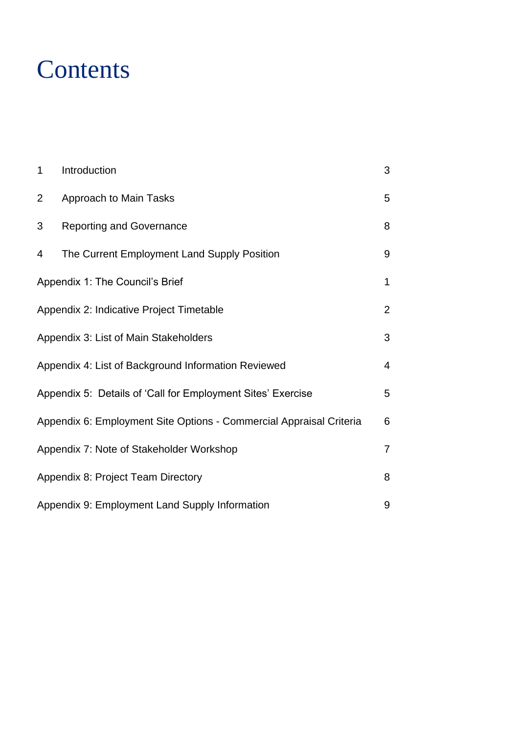# Contents

| | | |
|---|---|---|
| 1 | Introduction | 3 |
| 2 | Approach to Main Tasks | 5 |
| 3 | Reporting and Governance | 8 |
| 4 | The Current Employment Land Supply Position | 9 |
| Appendix 1: The Council's Brief | | 1 |
| Appendix 2: Indicative Project Timetable | | 2 |
| Appendix 3: List of Main Stakeholders | | 3 |
| Appendix 4: List of Background Information Reviewed | | 4 |
| Appendix 5: Details of 'Call for Employment Sites' Exercise | | 5 |
| Appendix 6: Employment Site Options - Commercial Appraisal Criteria | | 6 |
| Appendix 7: Note of Stakeholder Workshop | | 7 |
| Appendix 8: Project Team Directory | | 8 |
| Appendix 9: Employment Land Supply Information | | 9 |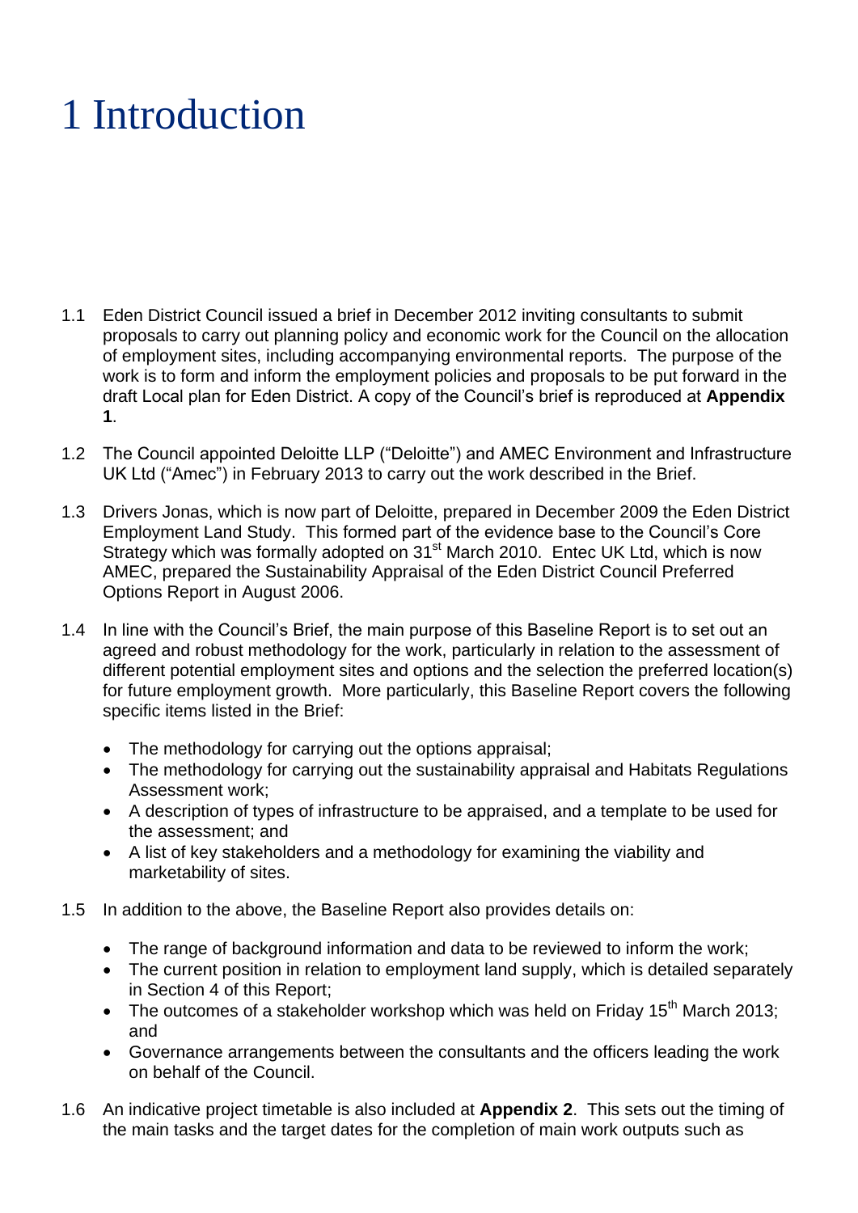# 1 Introduction

1.1 Eden District Council issued a brief in December 2012 inviting consultants to submit proposals to carry out planning policy and economic work for the Council on the allocation of employment sites, including accompanying environmental reports. The purpose of the work is to form and inform the employment policies and proposals to be put forward in the draft Local plan for Eden District. A copy of the Council's brief is reproduced at **Appendix 1**.

1.2 The Council appointed Deloitte LLP ("Deloitte") and AMEC Environment and Infrastructure UK Ltd ("Amec") in February 2013 to carry out the work described in the Brief.

1.3 Drivers Jonas, which is now part of Deloitte, prepared in December 2009 the Eden District Employment Land Study. This formed part of the evidence base to the Council's Core Strategy which was formally adopted on 31st March 2010. Entec UK Ltd, which is now AMEC, prepared the Sustainability Appraisal of the Eden District Council Preferred Options Report in August 2006.

1.4 In line with the Council's Brief, the main purpose of this Baseline Report is to set out an agreed and robust methodology for the work, particularly in relation to the assessment of different potential employment sites and options and the selection the preferred location(s) for future employment growth. More particularly, this Baseline Report covers the following specific items listed in the Brief:

- The methodology for carrying out the options appraisal;
- The methodology for carrying out the sustainability appraisal and Habitats Regulations Assessment work;
- A description of types of infrastructure to be appraised, and a template to be used for the assessment; and
- A list of key stakeholders and a methodology for examining the viability and marketability of sites.

1.5 In addition to the above, the Baseline Report also provides details on:

- The range of background information and data to be reviewed to inform the work;
- The current position in relation to employment land supply, which is detailed separately in Section 4 of this Report;
- The outcomes of a stakeholder workshop which was held on Friday 15th March 2013; and
- Governance arrangements between the consultants and the officers leading the work on behalf of the Council.

1.6 An indicative project timetable is also included at **Appendix 2**. This sets out the timing of the main tasks and the target dates for the completion of main work outputs such as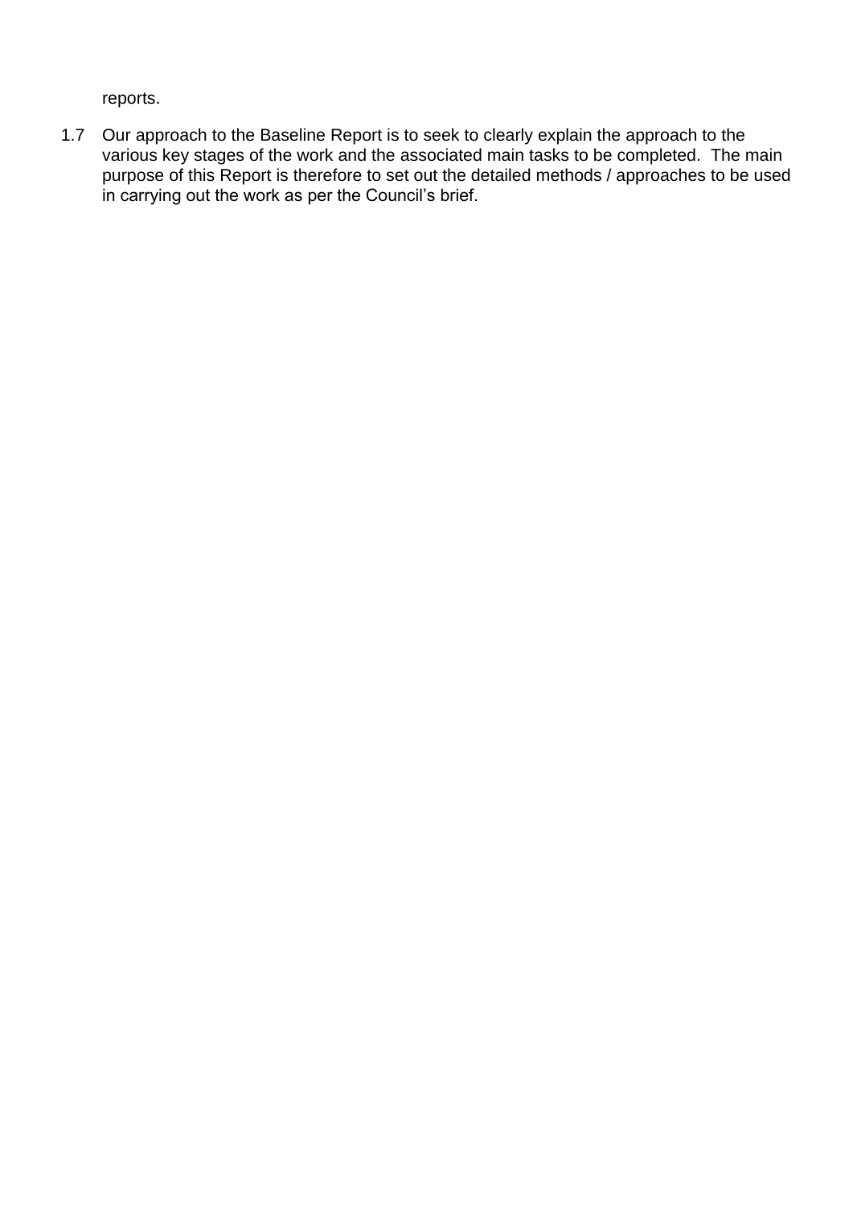reports.

1.7 Our approach to the Baseline Report is to seek to clearly explain the approach to the various key stages of the work and the associated main tasks to be completed. The main purpose of this Report is therefore to set out the detailed methods / approaches to be used in carrying out the work as per the Council's brief.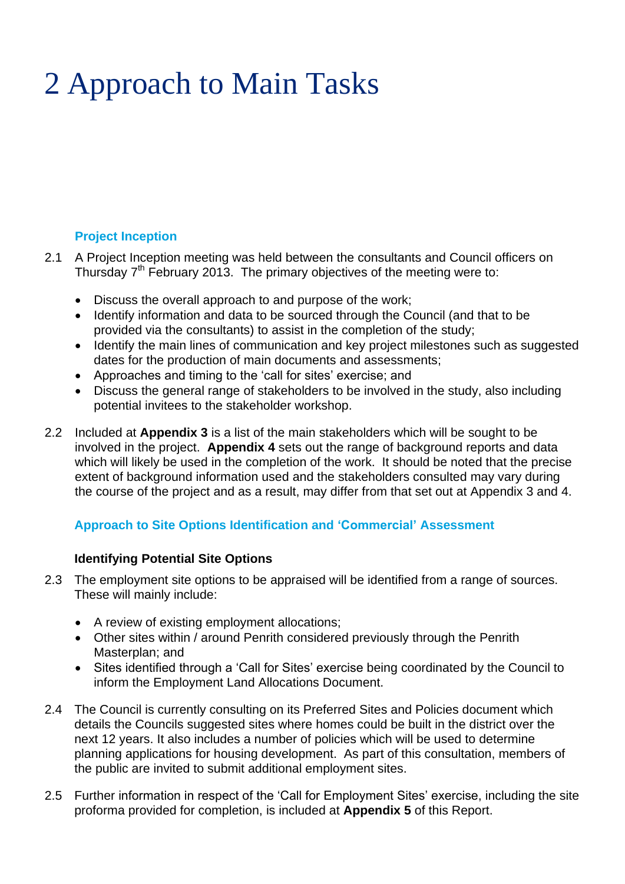# 2 Approach to Main Tasks

### Project Inception

2.1 A Project Inception meeting was held between the consultants and Council officers on Thursday 7th February 2013. The primary objectives of the meeting were to:

- Discuss the overall approach to and purpose of the work;
- Identify information and data to be sourced through the Council (and that to be provided via the consultants) to assist in the completion of the study;
- Identify the main lines of communication and key project milestones such as suggested dates for the production of main documents and assessments;
- Approaches and timing to the 'call for sites' exercise; and
- Discuss the general range of stakeholders to be involved in the study, also including potential invitees to the stakeholder workshop.

2.2 Included at **Appendix 3** is a list of the main stakeholders which will be sought to be involved in the project. **Appendix 4** sets out the range of background reports and data which will likely be used in the completion of the work. It should be noted that the precise extent of background information used and the stakeholders consulted may vary during the course of the project and as a result, may differ from that set out at Appendix 3 and 4.

### Approach to Site Options Identification and 'Commercial' Assessment

#### Identifying Potential Site Options

2.3 The employment site options to be appraised will be identified from a range of sources. These will mainly include:

- A review of existing employment allocations;
- Other sites within / around Penrith considered previously through the Penrith Masterplan; and
- Sites identified through a 'Call for Sites' exercise being coordinated by the Council to inform the Employment Land Allocations Document.

2.4 The Council is currently consulting on its Preferred Sites and Policies document which details the Councils suggested sites where homes could be built in the district over the next 12 years. It also includes a number of policies which will be used to determine planning applications for housing development. As part of this consultation, members of the public are invited to submit additional employment sites.

2.5 Further information in respect of the 'Call for Employment Sites' exercise, including the site proforma provided for completion, is included at **Appendix 5** of this Report.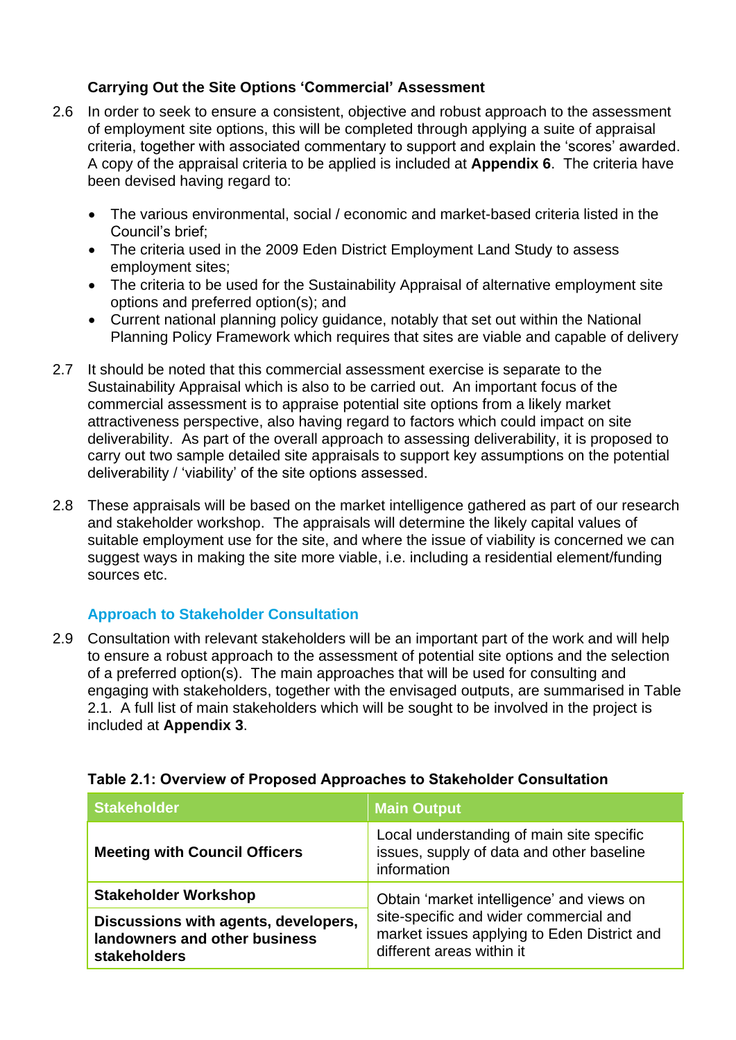### Carrying Out the Site Options 'Commercial' Assessment

2.6 In order to seek to ensure a consistent, objective and robust approach to the assessment of employment site options, this will be completed through applying a suite of appraisal criteria, together with associated commentary to support and explain the 'scores' awarded. A copy of the appraisal criteria to be applied is included at **Appendix 6**. The criteria have been devised having regard to:

- The various environmental, social / economic and market-based criteria listed in the Council's brief;
- The criteria used in the 2009 Eden District Employment Land Study to assess employment sites;
- The criteria to be used for the Sustainability Appraisal of alternative employment site options and preferred option(s); and
- Current national planning policy guidance, notably that set out within the National Planning Policy Framework which requires that sites are viable and capable of delivery

2.7 It should be noted that this commercial assessment exercise is separate to the Sustainability Appraisal which is also to be carried out. An important focus of the commercial assessment is to appraise potential site options from a likely market attractiveness perspective, also having regard to factors which could impact on site deliverability. As part of the overall approach to assessing deliverability, it is proposed to carry out two sample detailed site appraisals to support key assumptions on the potential deliverability / 'viability' of the site options assessed.

2.8 These appraisals will be based on the market intelligence gathered as part of our research and stakeholder workshop. The appraisals will determine the likely capital values of suitable employment use for the site, and where the issue of viability is concerned we can suggest ways in making the site more viable, i.e. including a residential element/funding sources etc.

### Approach to Stakeholder Consultation

2.9 Consultation with relevant stakeholders will be an important part of the work and will help to ensure a robust approach to the assessment of potential site options and the selection of a preferred option(s). The main approaches that will be used for consulting and engaging with stakeholders, together with the envisaged outputs, are summarised in Table 2.1. A full list of main stakeholders which will be sought to be involved in the project is included at **Appendix 3**.

**Table 2.1: Overview of Proposed Approaches to Stakeholder Consultation**

| Stakeholder | Main Output |
|---|---|
| **Meeting with Council Officers** | Local understanding of main site specific issues, supply of data and other baseline information |
| **Stakeholder Workshop** | Obtain 'market intelligence' and views on site-specific and wider commercial and market issues applying to Eden District and different areas within it |
| **Discussions with agents, developers, landowners and other business stakeholders** | |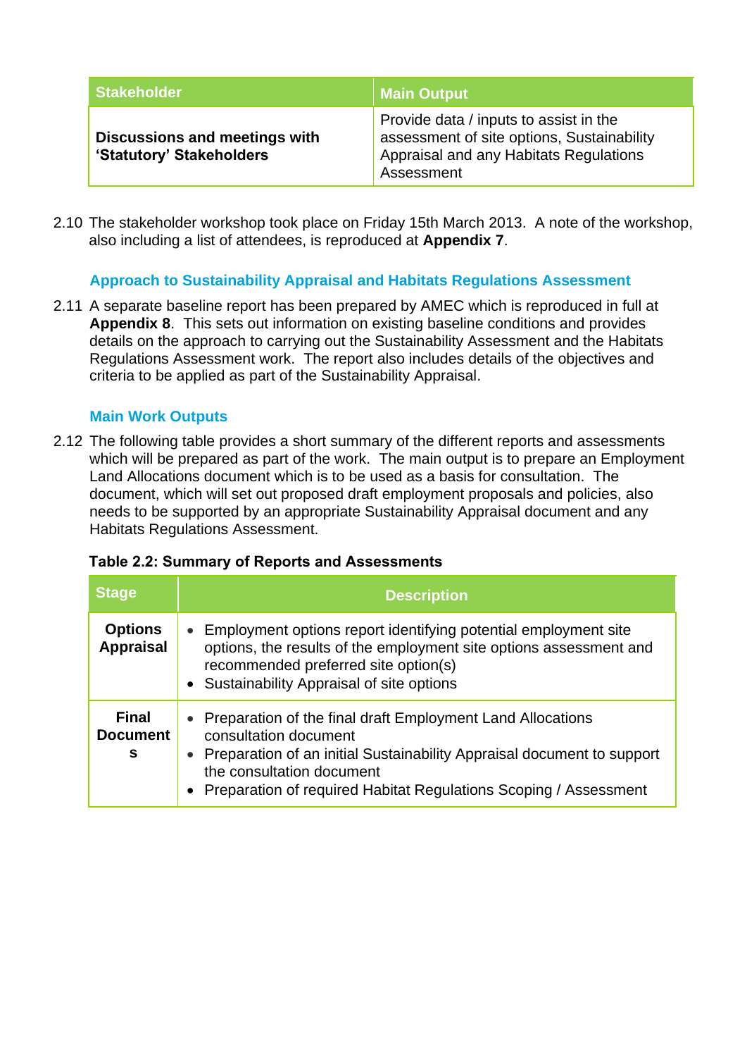| Stakeholder | Main Output |
|---|---|
| **Discussions and meetings with 'Statutory' Stakeholders** | Provide data / inputs to assist in the assessment of site options, Sustainability Appraisal and any Habitats Regulations Assessment |

2.10 The stakeholder workshop took place on Friday 15th March 2013. A note of the workshop, also including a list of attendees, is reproduced at **Appendix 7**.

### Approach to Sustainability Appraisal and Habitats Regulations Assessment

2.11 A separate baseline report has been prepared by AMEC which is reproduced in full at **Appendix 8**. This sets out information on existing baseline conditions and provides details on the approach to carrying out the Sustainability Assessment and the Habitats Regulations Assessment work. The report also includes details of the objectives and criteria to be applied as part of the Sustainability Appraisal.

### Main Work Outputs

2.12 The following table provides a short summary of the different reports and assessments which will be prepared as part of the work. The main output is to prepare an Employment Land Allocations document which is to be used as a basis for consultation. The document, which will set out proposed draft employment proposals and policies, also needs to be supported by an appropriate Sustainability Appraisal document and any Habitats Regulations Assessment.

**Table 2.2: Summary of Reports and Assessments**

| Stage | Description |
|---|---|
| **Options Appraisal** | • Employment options report identifying potential employment site options, the results of the employment site options assessment and recommended preferred site option(s)<br>• Sustainability Appraisal of site options |
| **Final Documents** | • Preparation of the final draft Employment Land Allocations consultation document<br>• Preparation of an initial Sustainability Appraisal document to support the consultation document<br>• Preparation of required Habitat Regulations Scoping / Assessment |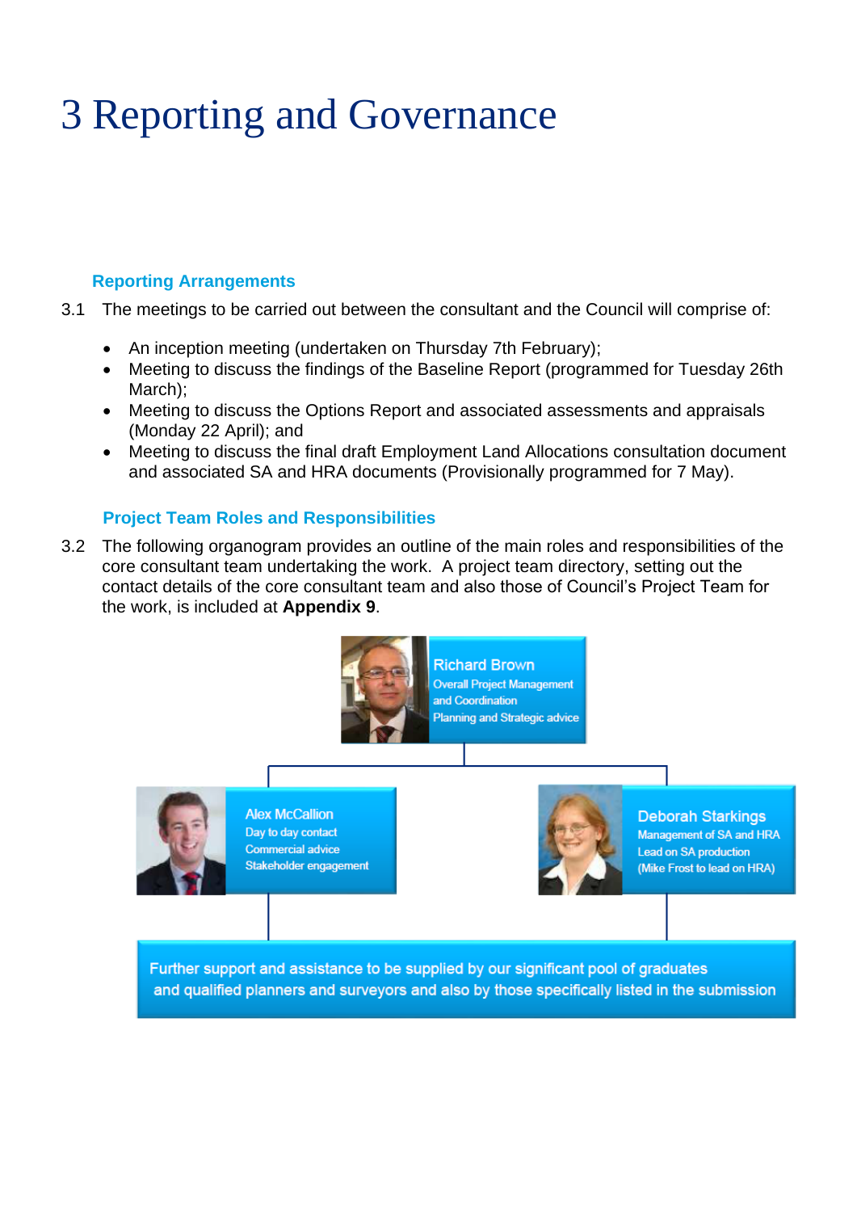# 3 Reporting and Governance

### Reporting Arrangements

3.1 The meetings to be carried out between the consultant and the Council will comprise of:

- An inception meeting (undertaken on Thursday 7th February);
- Meeting to discuss the findings of the Baseline Report (programmed for Tuesday 26th March);
- Meeting to discuss the Options Report and associated assessments and appraisals (Monday 22 April); and
- Meeting to discuss the final draft Employment Land Allocations consultation document and associated SA and HRA documents (Provisionally programmed for 7 May).

### Project Team Roles and Responsibilities

3.2 The following organogram provides an outline of the main roles and responsibilities of the core consultant team undertaking the work. A project team directory, setting out the contact details of the core consultant team and also those of Council's Project Team for the work, is included at **Appendix 9**.

Richard Brown
Overall Project Management and Coordination
Planning and Strategic advice

Alex McCallion
Day to day contact
Commercial advice
Stakeholder engagement

Deborah Starkings
Management of SA and HRA
Lead on SA production
(Mike Frost to lead on HRA)

Further support and assistance to be supplied by our significant pool of graduates and qualified planners and surveyors and also by those specifically listed in the submission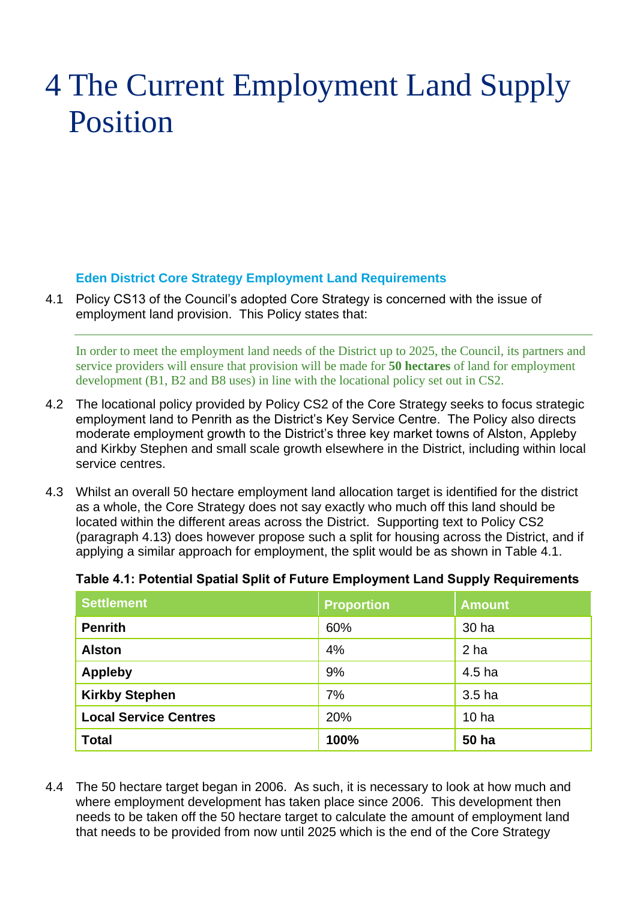# 4 The Current Employment Land Supply Position

### Eden District Core Strategy Employment Land Requirements

4.1 Policy CS13 of the Council's adopted Core Strategy is concerned with the issue of employment land provision. This Policy states that:

> In order to meet the employment land needs of the District up to 2025, the Council, its partners and service providers will ensure that provision will be made for **50 hectares** of land for employment development (B1, B2 and B8 uses) in line with the locational policy set out in CS2.

4.2 The locational policy provided by Policy CS2 of the Core Strategy seeks to focus strategic employment land to Penrith as the District's Key Service Centre. The Policy also directs moderate employment growth to the District's three key market towns of Alston, Appleby and Kirkby Stephen and small scale growth elsewhere in the District, including within local service centres.

4.3 Whilst an overall 50 hectare employment land allocation target is identified for the district as a whole, the Core Strategy does not say exactly who much off this land should be located within the different areas across the District. Supporting text to Policy CS2 (paragraph 4.13) does however propose such a split for housing across the District, and if applying a similar approach for employment, the split would be as shown in Table 4.1.

**Table 4.1: Potential Spatial Split of Future Employment Land Supply Requirements**

| Settlement | Proportion | Amount |
|---|---|---|
| **Penrith** | 60% | 30 ha |
| **Alston** | 4% | 2 ha |
| **Appleby** | 9% | 4.5 ha |
| **Kirkby Stephen** | 7% | 3.5 ha |
| **Local Service Centres** | 20% | 10 ha |
| **Total** | **100%** | **50 ha** |

4.4 The 50 hectare target began in 2006. As such, it is necessary to look at how much and where employment development has taken place since 2006. This development then needs to be taken off the 50 hectare target to calculate the amount of employment land that needs to be provided from now until 2025 which is the end of the Core Strategy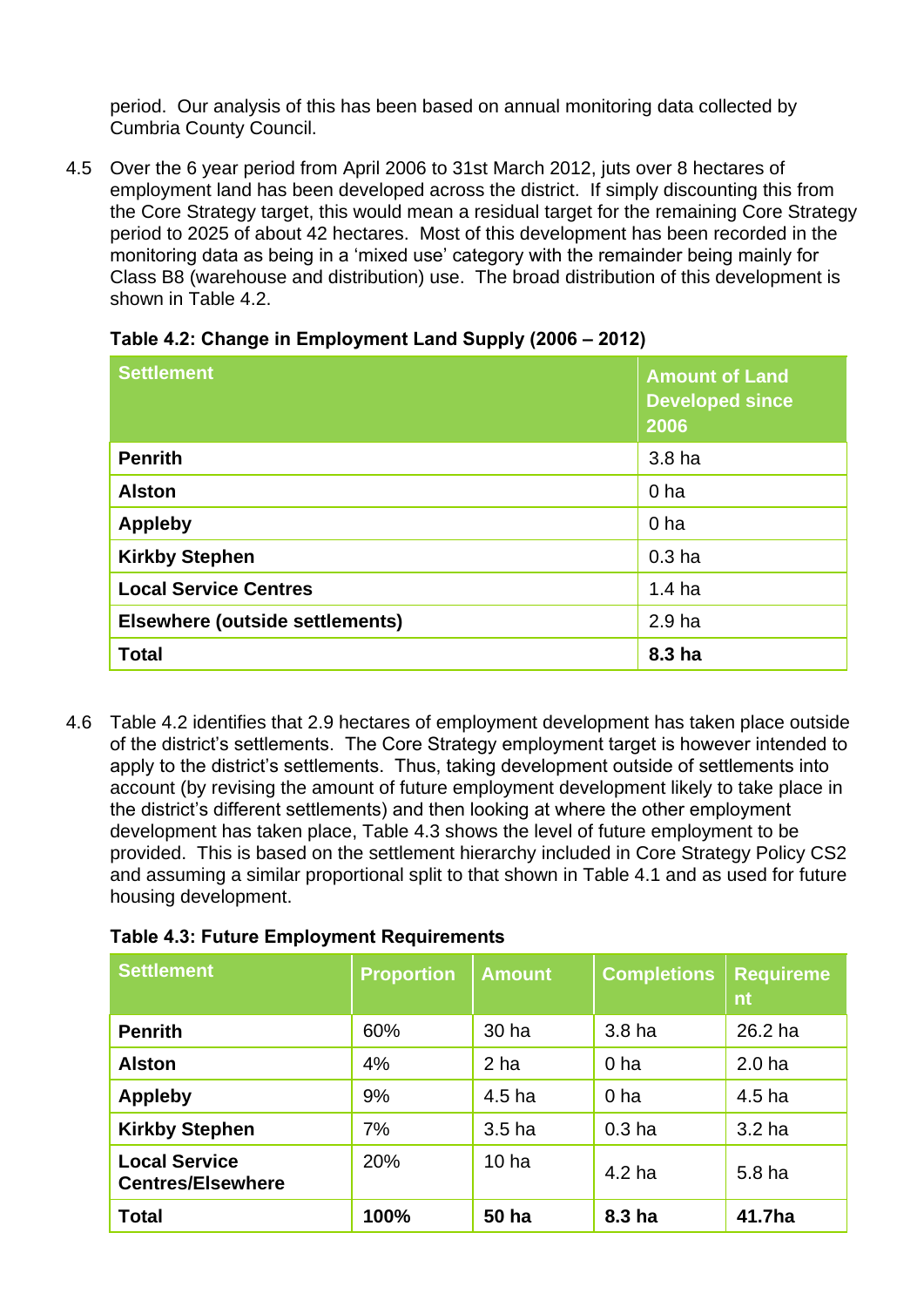period. Our analysis of this has been based on annual monitoring data collected by Cumbria County Council.

4.5 Over the 6 year period from April 2006 to 31st March 2012, juts over 8 hectares of employment land has been developed across the district. If simply discounting this from the Core Strategy target, this would mean a residual target for the remaining Core Strategy period to 2025 of about 42 hectares. Most of this development has been recorded in the monitoring data as being in a 'mixed use' category with the remainder being mainly for Class B8 (warehouse and distribution) use. The broad distribution of this development is shown in Table 4.2.

**Table 4.2: Change in Employment Land Supply (2006 – 2012)**

| Settlement | Amount of Land Developed since 2006 |
|---|---|
| **Penrith** | 3.8 ha |
| **Alston** | 0 ha |
| **Appleby** | 0 ha |
| **Kirkby Stephen** | 0.3 ha |
| **Local Service Centres** | 1.4 ha |
| **Elsewhere (outside settlements)** | 2.9 ha |
| **Total** | **8.3 ha** |

4.6 Table 4.2 identifies that 2.9 hectares of employment development has taken place outside of the district's settlements. The Core Strategy employment target is however intended to apply to the district's settlements. Thus, taking development outside of settlements into account (by revising the amount of future employment development likely to take place in the district's different settlements) and then looking at where the other employment development has taken place, Table 4.3 shows the level of future employment to be provided. This is based on the settlement hierarchy included in Core Strategy Policy CS2 and assuming a similar proportional split to that shown in Table 4.1 and as used for future housing development.

**Table 4.3: Future Employment Requirements**

| Settlement | Proportion | Amount | Completions | Requirement |
|---|---|---|---|---|
| **Penrith** | 60% | 30 ha | 3.8 ha | 26.2 ha |
| **Alston** | 4% | 2 ha | 0 ha | 2.0 ha |
| **Appleby** | 9% | 4.5 ha | 0 ha | 4.5 ha |
| **Kirkby Stephen** | 7% | 3.5 ha | 0.3 ha | 3.2 ha |
| **Local Service Centres/Elsewhere** | 20% | 10 ha | 4.2 ha | 5.8 ha |
| **Total** | **100%** | **50 ha** | **8.3 ha** | **41.7ha** |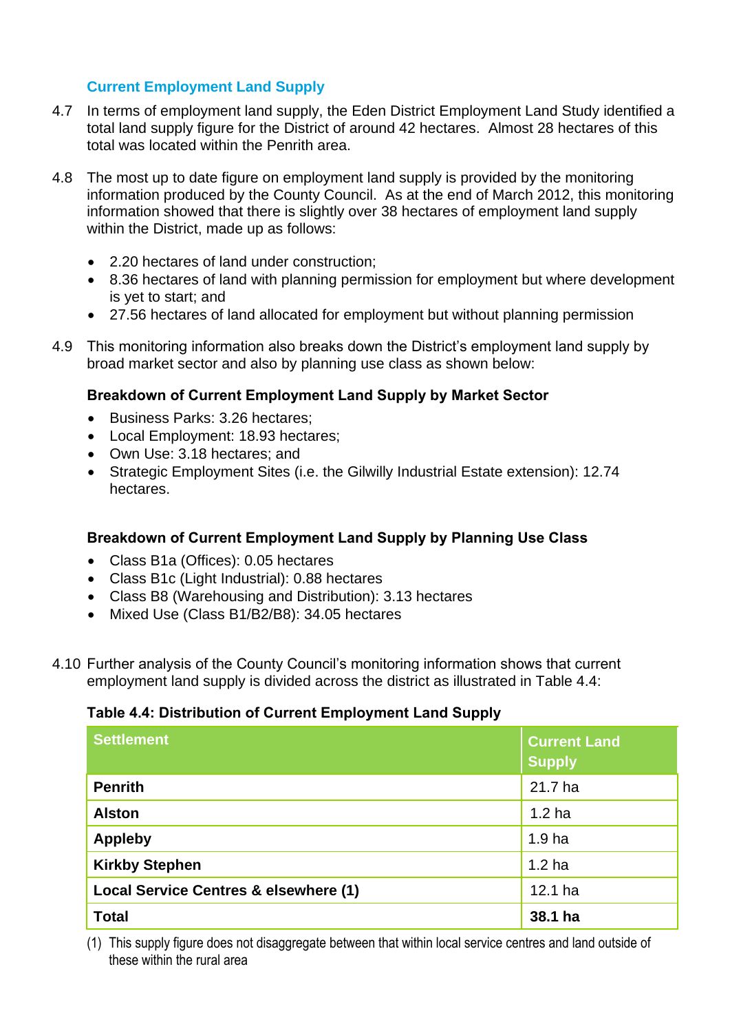### Current Employment Land Supply

4.7 In terms of employment land supply, the Eden District Employment Land Study identified a total land supply figure for the District of around 42 hectares. Almost 28 hectares of this total was located within the Penrith area.

4.8 The most up to date figure on employment land supply is provided by the monitoring information produced by the County Council. As at the end of March 2012, this monitoring information showed that there is slightly over 38 hectares of employment land supply within the District, made up as follows:

- 2.20 hectares of land under construction;
- 8.36 hectares of land with planning permission for employment but where development is yet to start; and
- 27.56 hectares of land allocated for employment but without planning permission

4.9 This monitoring information also breaks down the District's employment land supply by broad market sector and also by planning use class as shown below:

**Breakdown of Current Employment Land Supply by Market Sector**

- Business Parks: 3.26 hectares;
- Local Employment: 18.93 hectares;
- Own Use: 3.18 hectares; and
- Strategic Employment Sites (i.e. the Gilwilly Industrial Estate extension): 12.74 hectares.

**Breakdown of Current Employment Land Supply by Planning Use Class**

- Class B1a (Offices): 0.05 hectares
- Class B1c (Light Industrial): 0.88 hectares
- Class B8 (Warehousing and Distribution): 3.13 hectares
- Mixed Use (Class B1/B2/B8): 34.05 hectares

4.10 Further analysis of the County Council's monitoring information shows that current employment land supply is divided across the district as illustrated in Table 4.4:

**Table 4.4: Distribution of Current Employment Land Supply**

| Settlement | Current Land Supply |
|---|---|
| **Penrith** | 21.7 ha |
| **Alston** | 1.2 ha |
| **Appleby** | 1.9 ha |
| **Kirkby Stephen** | 1.2 ha |
| **Local Service Centres & elsewhere (1)** | 12.1 ha |
| **Total** | **38.1 ha** |

(1) This supply figure does not disaggregate between that within local service centres and land outside of these within the rural area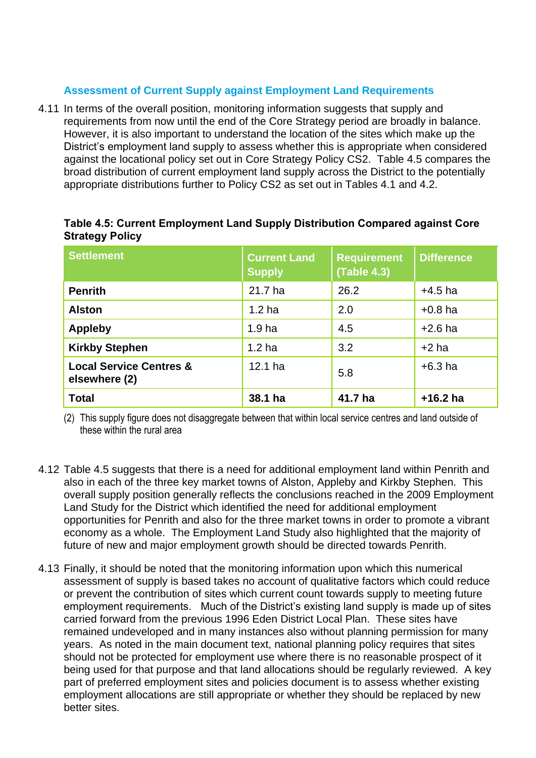### Assessment of Current Supply against Employment Land Requirements

4.11 In terms of the overall position, monitoring information suggests that supply and requirements from now until the end of the Core Strategy period are broadly in balance. However, it is also important to understand the location of the sites which make up the District's employment land supply to assess whether this is appropriate when considered against the locational policy set out in Core Strategy Policy CS2. Table 4.5 compares the broad distribution of current employment land supply across the District to the potentially appropriate distributions further to Policy CS2 as set out in Tables 4.1 and 4.2.

**Table 4.5: Current Employment Land Supply Distribution Compared against Core Strategy Policy**

| Settlement | Current Land Supply | Requirement (Table 4.3) | Difference |
|---|---|---|---|
| **Penrith** | 21.7 ha | 26.2 | +4.5 ha |
| **Alston** | 1.2 ha | 2.0 | +0.8 ha |
| **Appleby** | 1.9 ha | 4.5 | +2.6 ha |
| **Kirkby Stephen** | 1.2 ha | 3.2 | +2 ha |
| **Local Service Centres & elsewhere (2)** | 12.1 ha | 5.8 | +6.3 ha |
| **Total** | **38.1 ha** | **41.7 ha** | **+16.2 ha** |

(2) This supply figure does not disaggregate between that within local service centres and land outside of these within the rural area

4.12 Table 4.5 suggests that there is a need for additional employment land within Penrith and also in each of the three key market towns of Alston, Appleby and Kirkby Stephen. This overall supply position generally reflects the conclusions reached in the 2009 Employment Land Study for the District which identified the need for additional employment opportunities for Penrith and also for the three market towns in order to promote a vibrant economy as a whole. The Employment Land Study also highlighted that the majority of future of new and major employment growth should be directed towards Penrith.

4.13 Finally, it should be noted that the monitoring information upon which this numerical assessment of supply is based takes no account of qualitative factors which could reduce or prevent the contribution of sites which current count towards supply to meeting future employment requirements. Much of the District's existing land supply is made up of sites carried forward from the previous 1996 Eden District Local Plan. These sites have remained undeveloped and in many instances also without planning permission for many years. As noted in the main document text, national planning policy requires that sites should not be protected for employment use where there is no reasonable prospect of it being used for that purpose and that land allocations should be regularly reviewed. A key part of preferred employment sites and policies document is to assess whether existing employment allocations are still appropriate or whether they should be replaced by new better sites.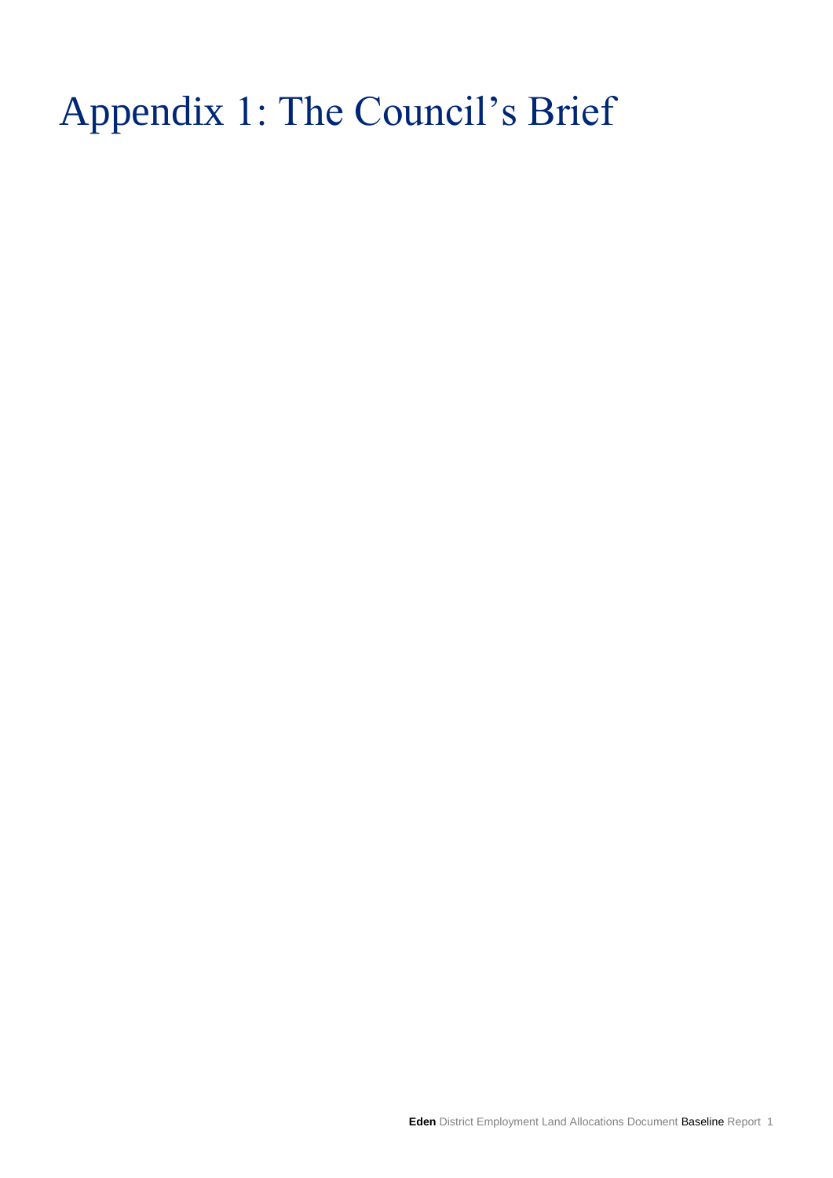# Appendix 1: The Council's Brief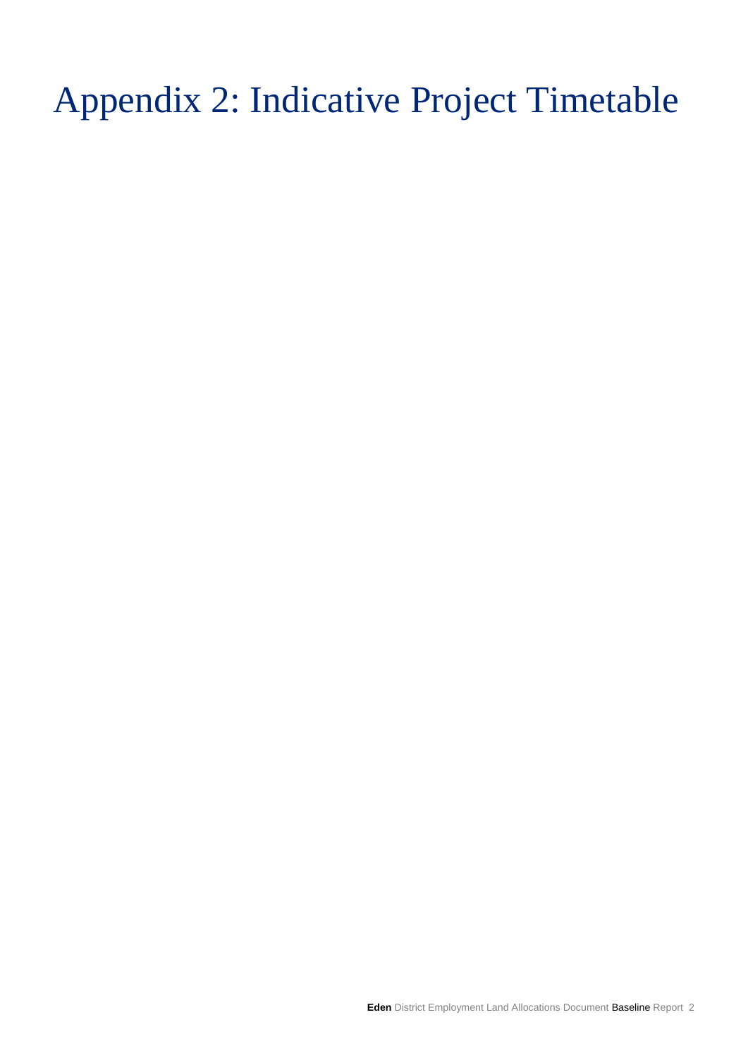# Appendix 2: Indicative Project Timetable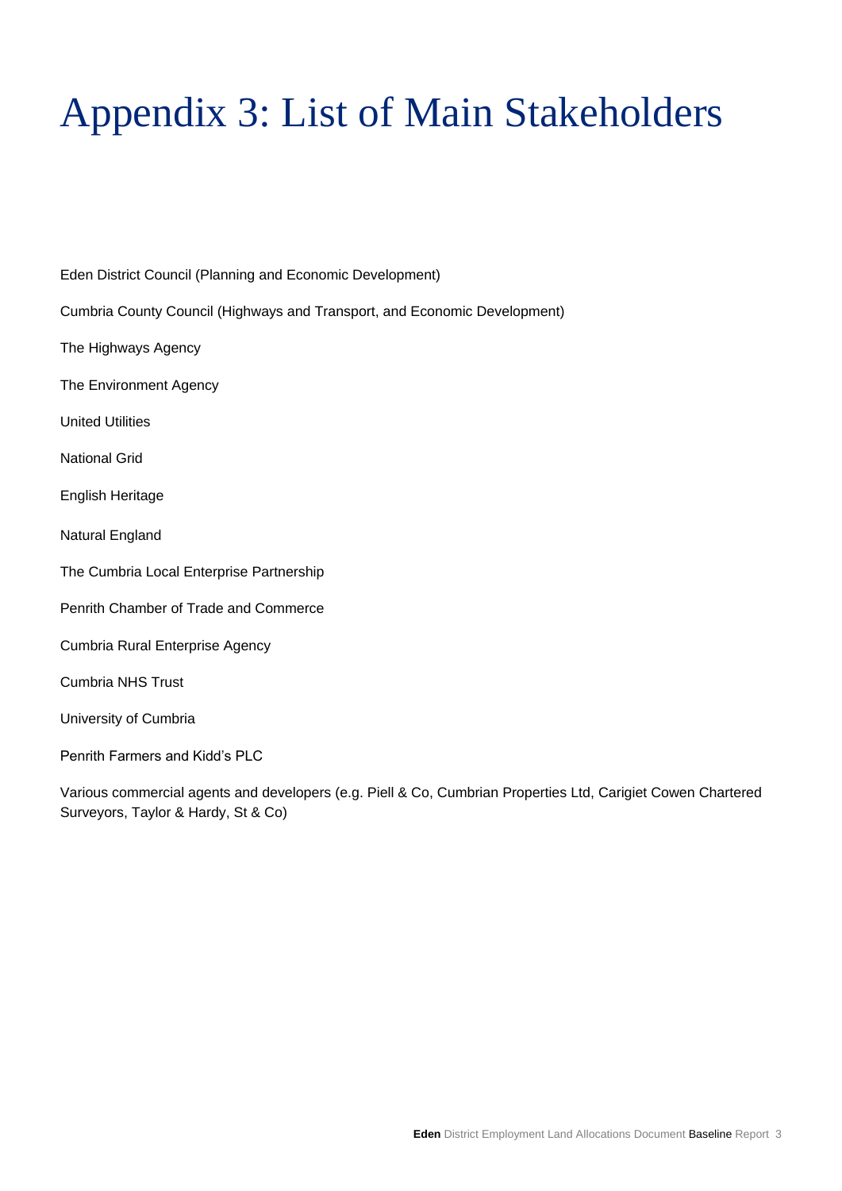# Appendix 3: List of Main Stakeholders

Eden District Council (Planning and Economic Development)

Cumbria County Council (Highways and Transport, and Economic Development)

The Highways Agency

The Environment Agency

United Utilities

National Grid

English Heritage

Natural England

The Cumbria Local Enterprise Partnership

Penrith Chamber of Trade and Commerce

Cumbria Rural Enterprise Agency

Cumbria NHS Trust

University of Cumbria

Penrith Farmers and Kidd's PLC

Various commercial agents and developers (e.g. Piell & Co, Cumbrian Properties Ltd, Carigiet Cowen Chartered Surveyors, Taylor & Hardy, St & Co)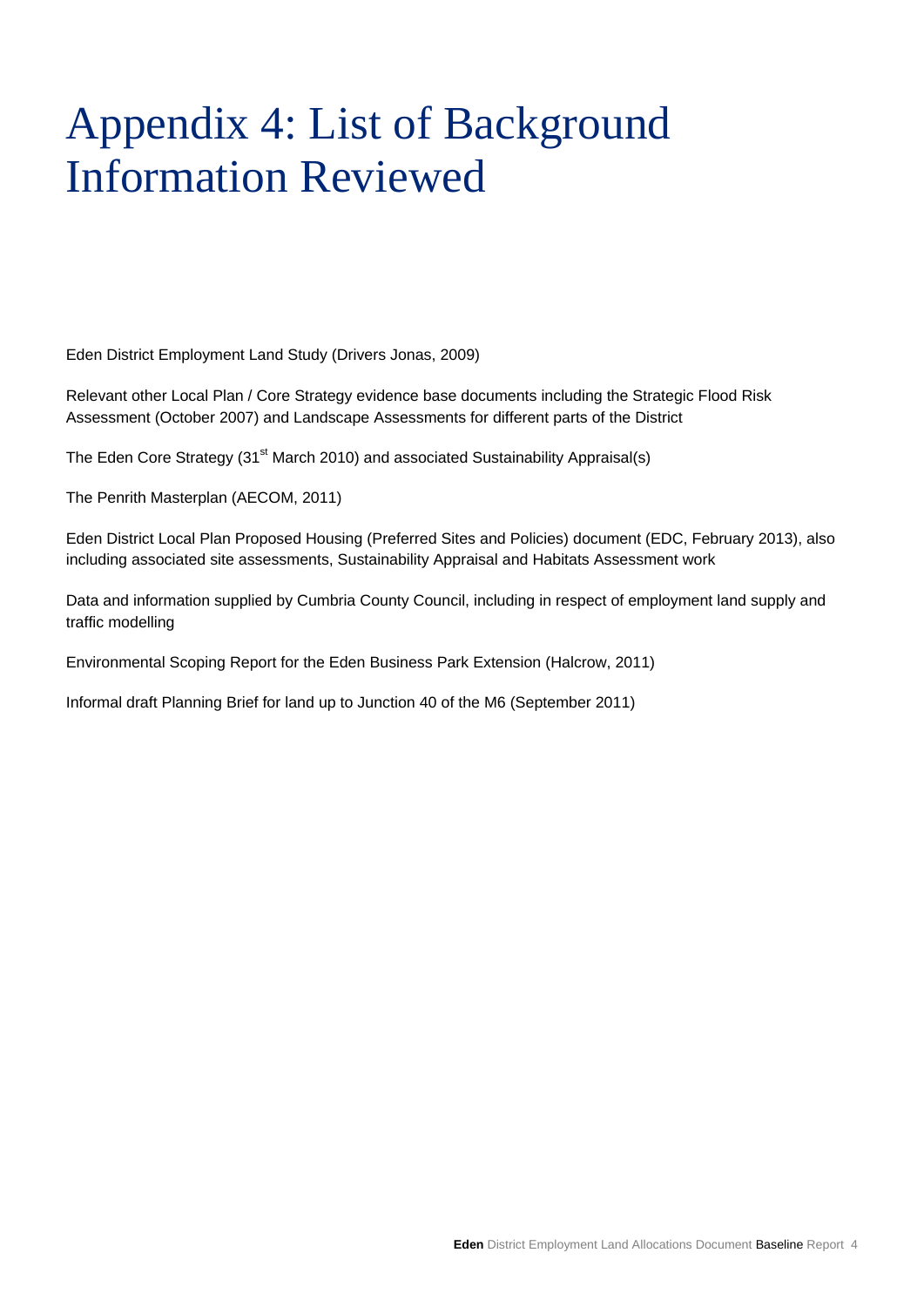# Appendix 4: List of Background Information Reviewed

Eden District Employment Land Study (Drivers Jonas, 2009)

Relevant other Local Plan / Core Strategy evidence base documents including the Strategic Flood Risk Assessment (October 2007) and Landscape Assessments for different parts of the District

The Eden Core Strategy (31st March 2010) and associated Sustainability Appraisal(s)

The Penrith Masterplan (AECOM, 2011)

Eden District Local Plan Proposed Housing (Preferred Sites and Policies) document (EDC, February 2013), also including associated site assessments, Sustainability Appraisal and Habitats Assessment work

Data and information supplied by Cumbria County Council, including in respect of employment land supply and traffic modelling

Environmental Scoping Report for the Eden Business Park Extension (Halcrow, 2011)

Informal draft Planning Brief for land up to Junction 40 of the M6 (September 2011)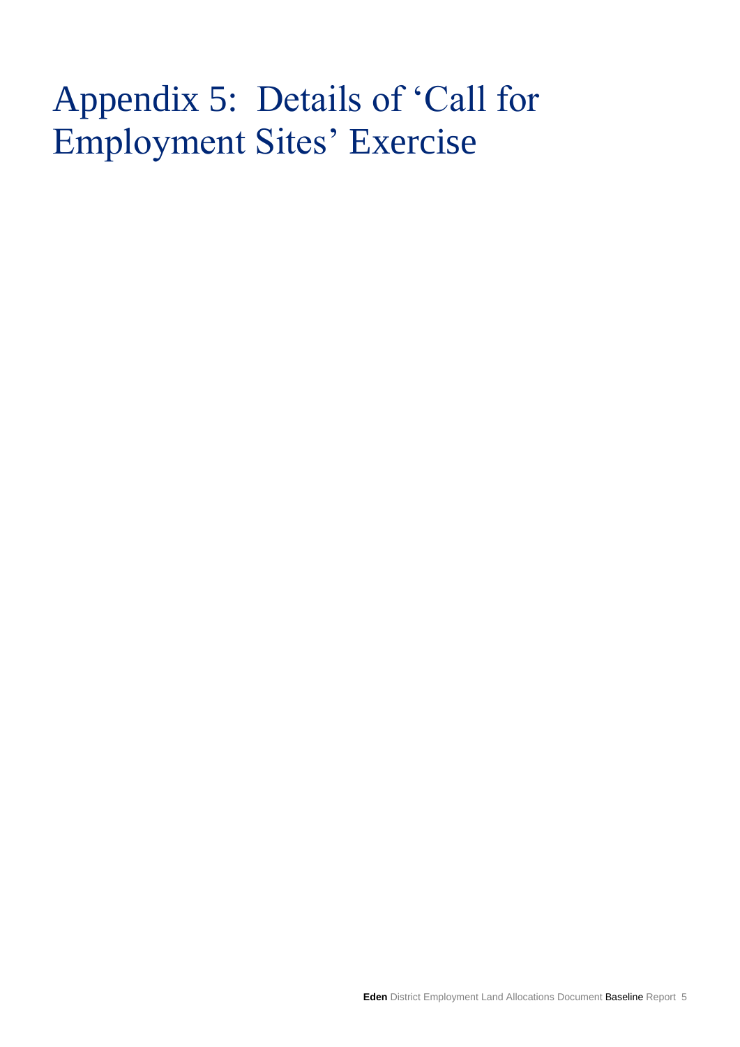# Appendix 5: Details of 'Call for Employment Sites' Exercise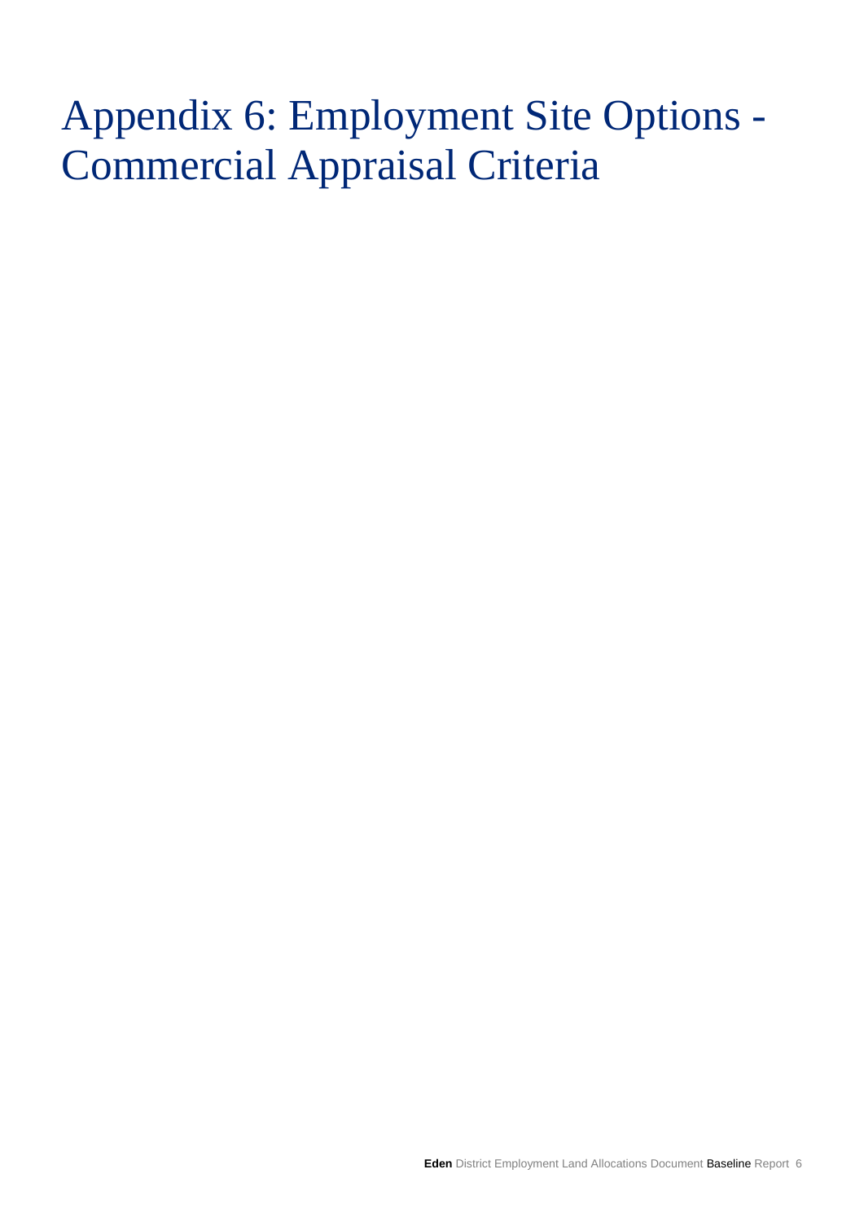# Appendix 6: Employment Site Options - Commercial Appraisal Criteria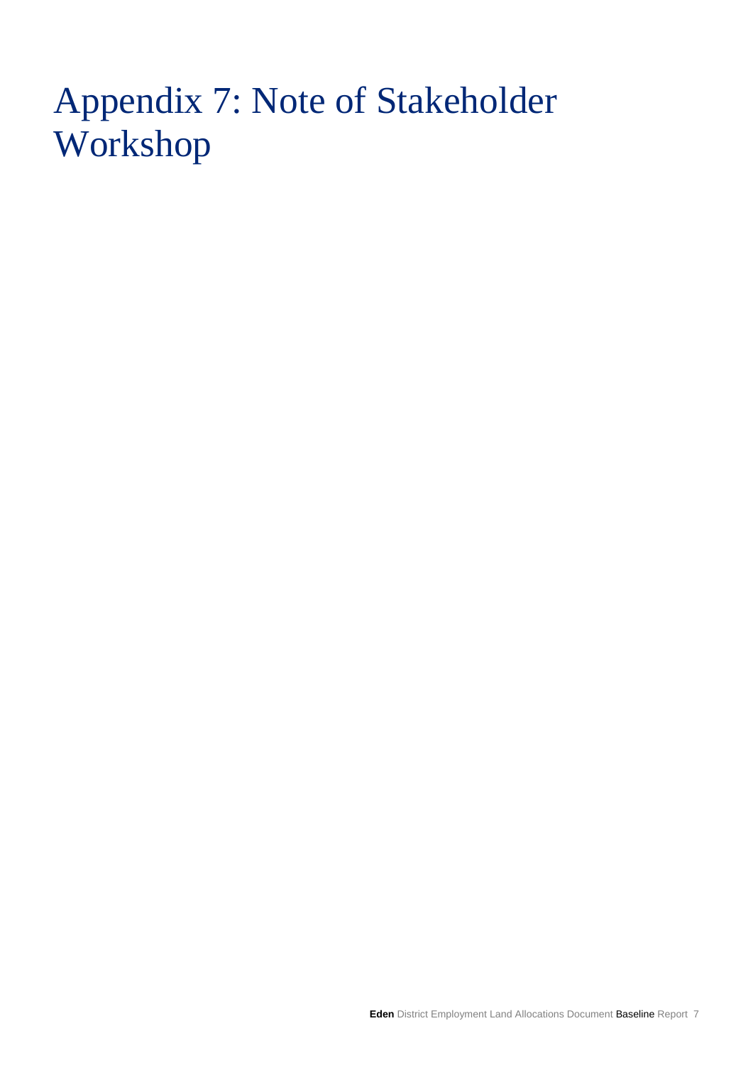# Appendix 7: Note of Stakeholder Workshop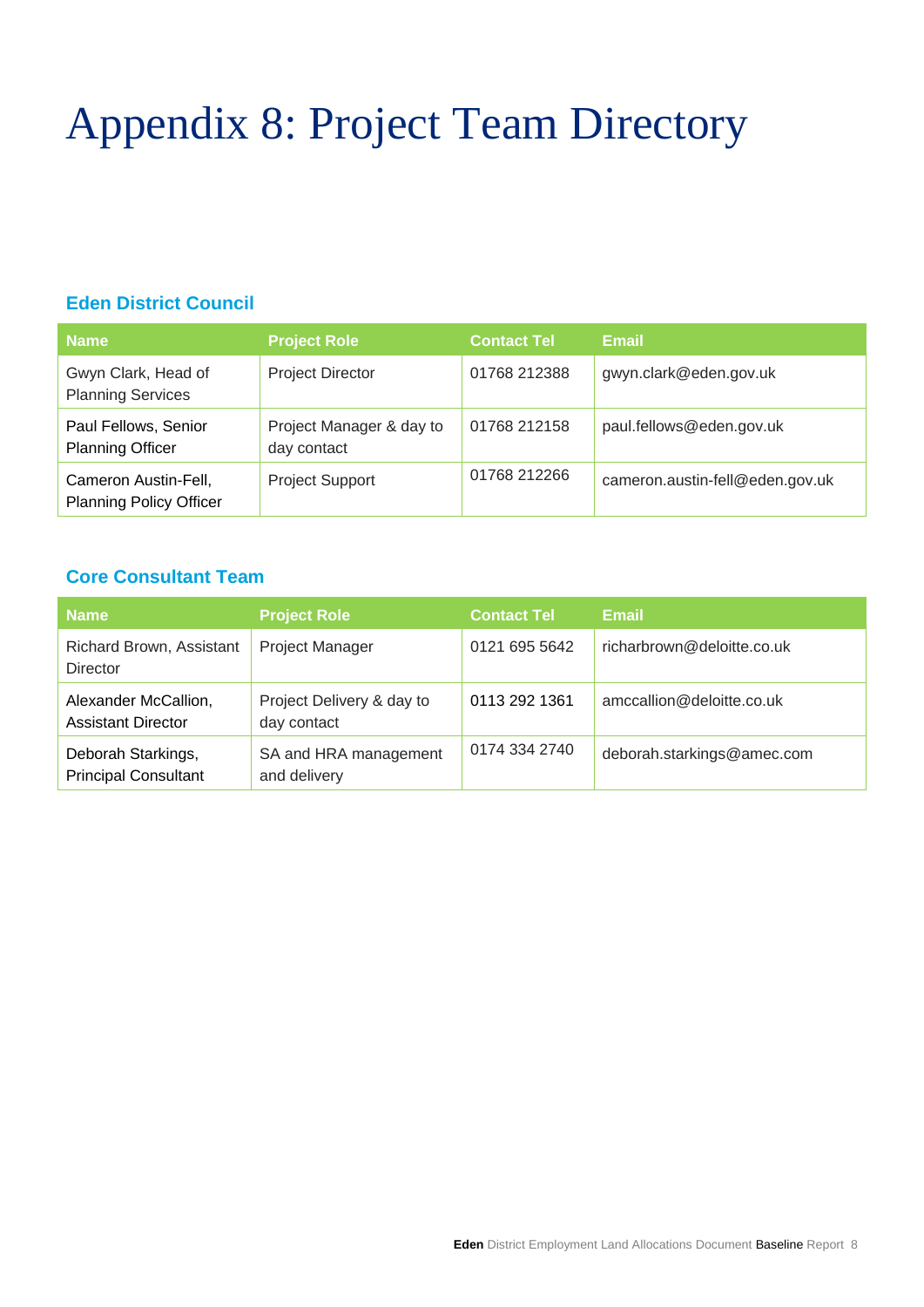# Appendix 8: Project Team Directory

## Eden District Council

| Name | Project Role | Contact Tel | Email |
|---|---|---|---|
| Gwyn Clark, Head of Planning Services | Project Director | 01768 212388 | gwyn.clark@eden.gov.uk |
| Paul Fellows, Senior Planning Officer | Project Manager & day to day contact | 01768 212158 | paul.fellows@eden.gov.uk |
| Cameron Austin-Fell, Planning Policy Officer | Project Support | 01768 212266 | cameron.austin-fell@eden.gov.uk |

## Core Consultant Team

| Name | Project Role | Contact Tel | Email |
|---|---|---|---|
| Richard Brown, Assistant Director | Project Manager | 0121 695 5642 | richarbrown@deloitte.co.uk |
| Alexander McCallion, Assistant Director | Project Delivery & day to day contact | 0113 292 1361 | amccallion@deloitte.co.uk |
| Deborah Starkings, Principal Consultant | SA and HRA management and delivery | 0174 334 2740 | deborah.starkings@amec.com |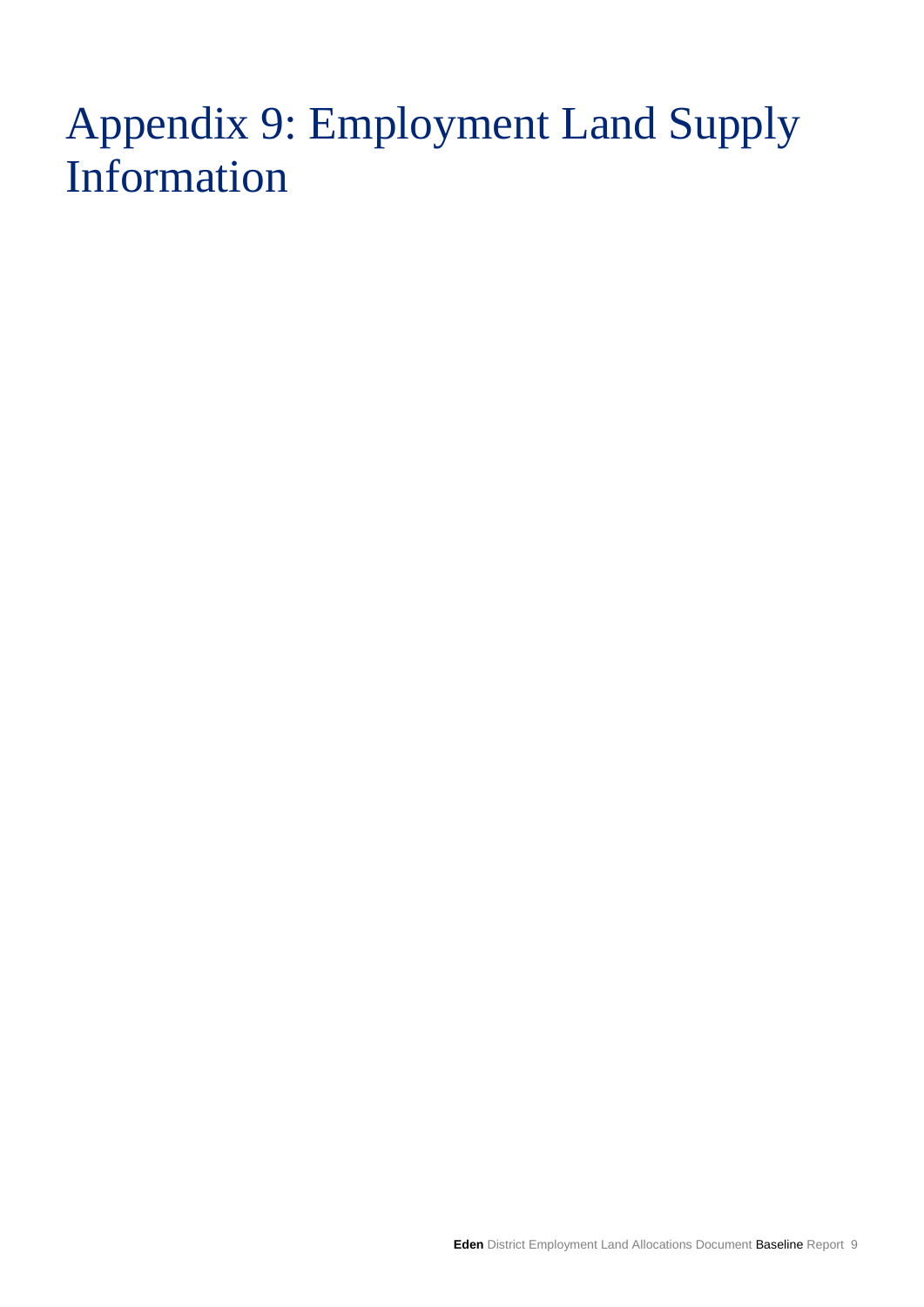# Appendix 9: Employment Land Supply Information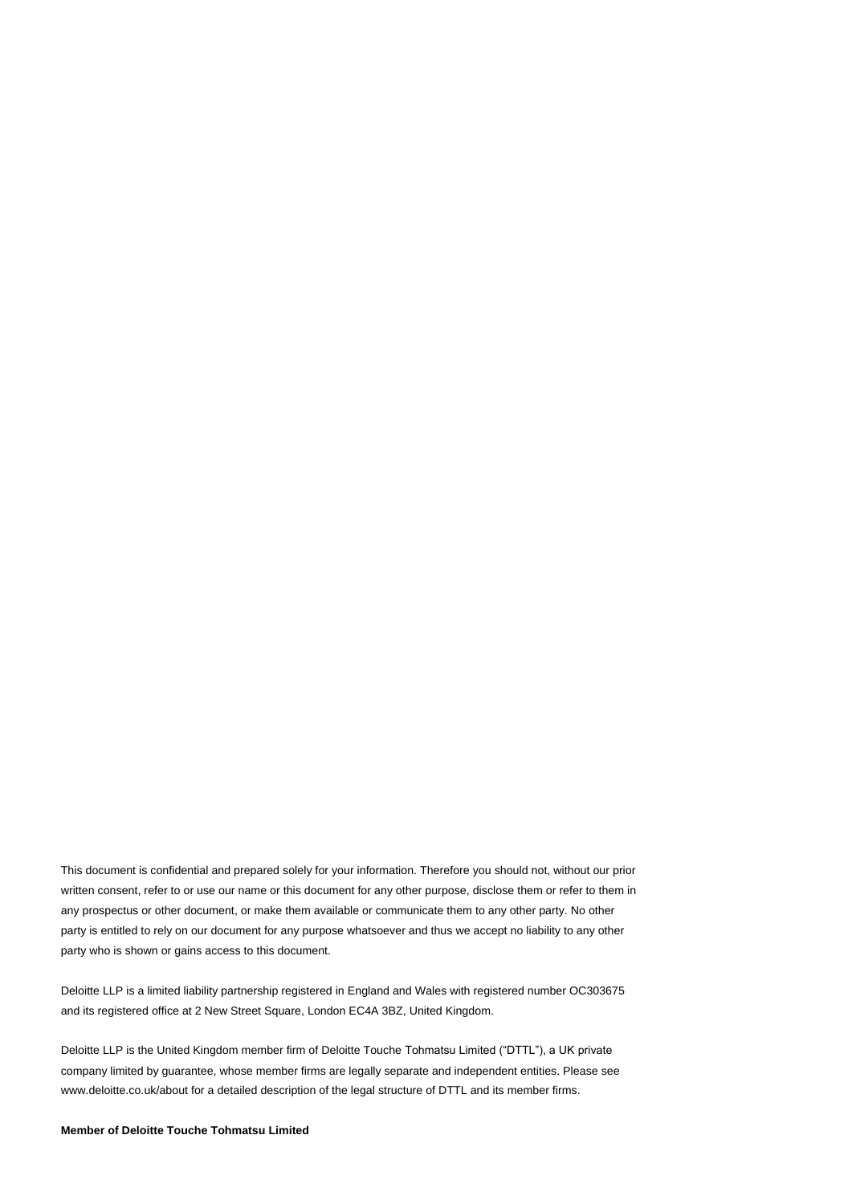This document is confidential and prepared solely for your information. Therefore you should not, without our prior written consent, refer to or use our name or this document for any other purpose, disclose them or refer to them in any prospectus or other document, or make them available or communicate them to any other party. No other party is entitled to rely on our document for any purpose whatsoever and thus we accept no liability to any other party who is shown or gains access to this document.

Deloitte LLP is a limited liability partnership registered in England and Wales with registered number OC303675 and its registered office at 2 New Street Square, London EC4A 3BZ, United Kingdom.

Deloitte LLP is the United Kingdom member firm of Deloitte Touche Tohmatsu Limited ("DTTL"), a UK private company limited by guarantee, whose member firms are legally separate and independent entities. Please see www.deloitte.co.uk/about for a detailed description of the legal structure of DTTL and its member firms.

**Member of Deloitte Touche Tohmatsu Limited**